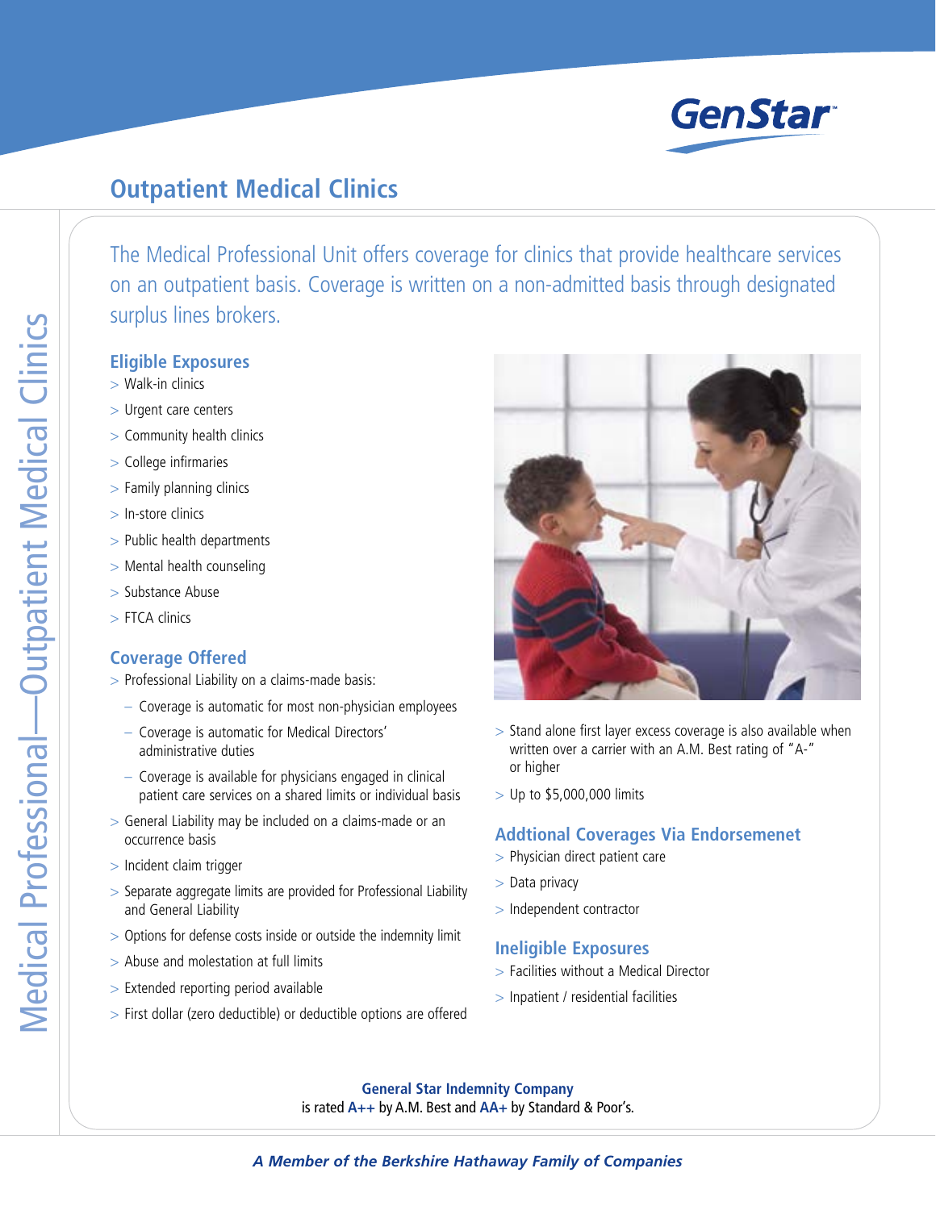# Outpatient Medical Clinics

The Medical Professional Unit offers coverage for clinics that provide healthcare services on an outpatient basis. Coverage is written on a non-admitted basis through designated surplus lines brokers.

## Eligible Exposures

- Walk-in clinics
- Urgent care centers
- Community health clinics
- College infirmaries
- Family planning clinics
- In-store clinics
- Public health departments
- Mental health counseling
- Substance Abuse
- FTCA clinics

## Coverage Offered

- Professional Liability on a claims-made basis:
  - Coverage is automatic for most non-physician employees
  - Coverage is automatic for Medical Directors' administrative duties
  - Coverage is available for physicians engaged in clinical patient care services on a shared limits or individual basis
- General Liability may be included on a claims-made or an occurrence basis
- Incident claim trigger
- Separate aggregate limits are provided for Professional Liability and General Liability
- Options for defense costs inside or outside the indemnity limit
- Abuse and molestation at full limits
- Extended reporting period available
- First dollar (zero deductible) or deductible options are offered
- Stand alone first layer excess coverage is also available when written over a carrier with an A.M. Best rating of "A-" or higher
- Up to $5,000,000 limits

## Addtional Coverages Via Endorsemenet

- Physician direct patient care
- Data privacy
- Independent contractor

## Ineligible Exposures

- Facilities without a Medical Director
- Inpatient / residential facilities

**General Star Indemnity Company** is rated **A++** by A.M. Best and **AA+** by Standard & Poor's.

***A Member of the Berkshire Hathaway Family of Companies***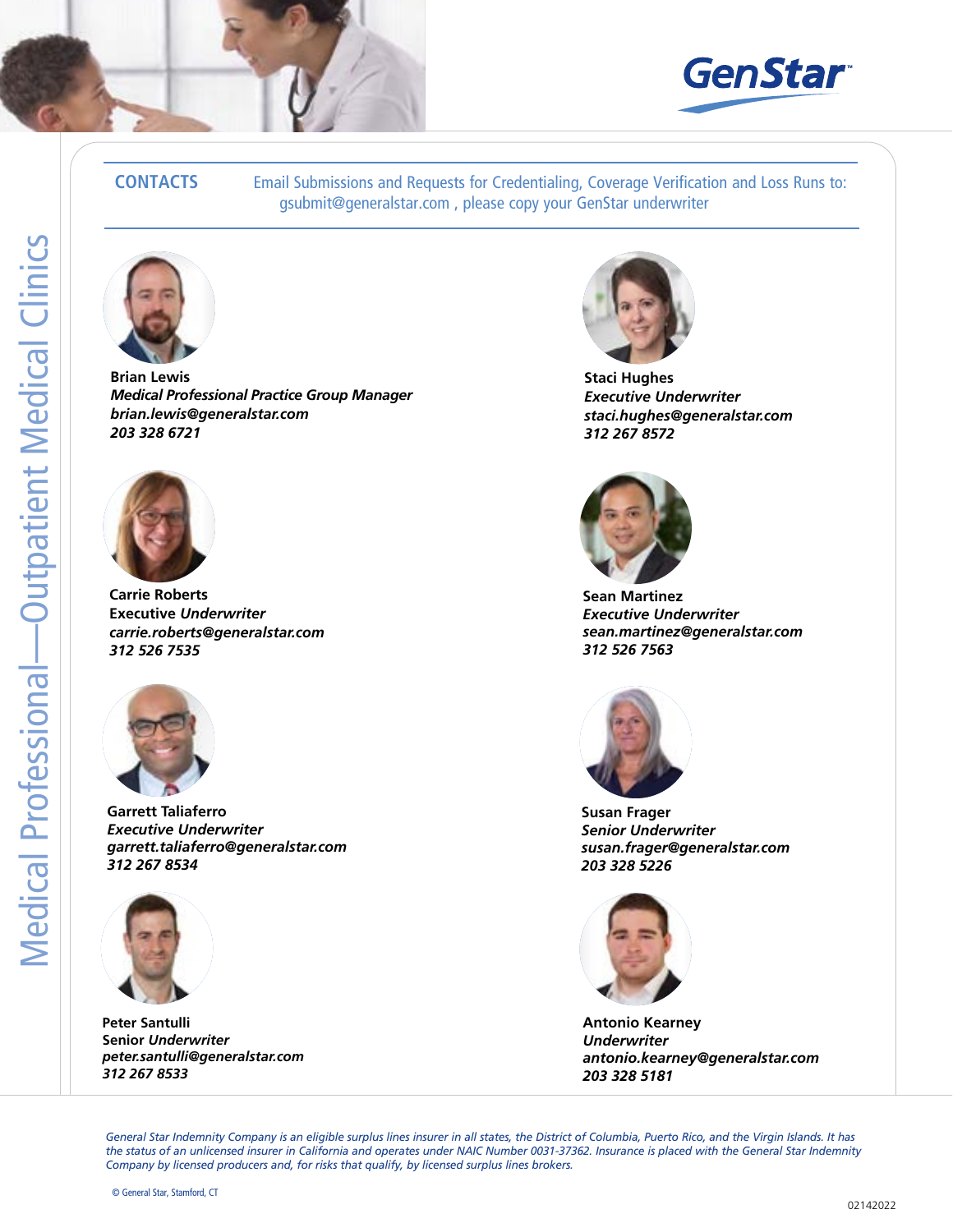GenStar

Medical Professional—Outpatient Medical Clinics

## CONTACTS

Email Submissions and Requests for Credentialing, Coverage Verification and Loss Runs to: gsubmit@generalstar.com , please copy your GenStar underwriter

**Brian Lewis**
***Medical Professional Practice Group Manager***
***brian.lewis@generalstar.com***
***203 328 6721***

**Staci Hughes**
***Executive Underwriter***
***staci.hughes@generalstar.com***
***312 267 8572***

**Carrie Roberts**
**Executive *Underwriter***
***carrie.roberts@generalstar.com***
***312 526 7535***

**Sean Martinez**
***Executive Underwriter***
***sean.martinez@generalstar.com***
***312 526 7563***

**Garrett Taliaferro**
***Executive Underwriter***
***garrett.taliaferro@generalstar.com***
***312 267 8534***

**Susan Frager**
***Senior Underwriter***
***susan.frager@generalstar.com***
***203 328 5226***

**Peter Santulli**
**Senior *Underwriter***
***peter.santulli@generalstar.com***
***312 267 8533***

**Antonio Kearney**
***Underwriter***
***antonio.kearney@generalstar.com***
***203 328 5181***

*General Star Indemnity Company is an eligible surplus lines insurer in all states, the District of Columbia, Puerto Rico, and the Virgin Islands. It has the status of an unlicensed insurer in California and operates under NAIC Number 0031-37362. Insurance is placed with the General Star Indemnity Company by licensed producers and, for risks that qualify, by licensed surplus lines brokers.*

© General Star, Stamford, CT

02142022